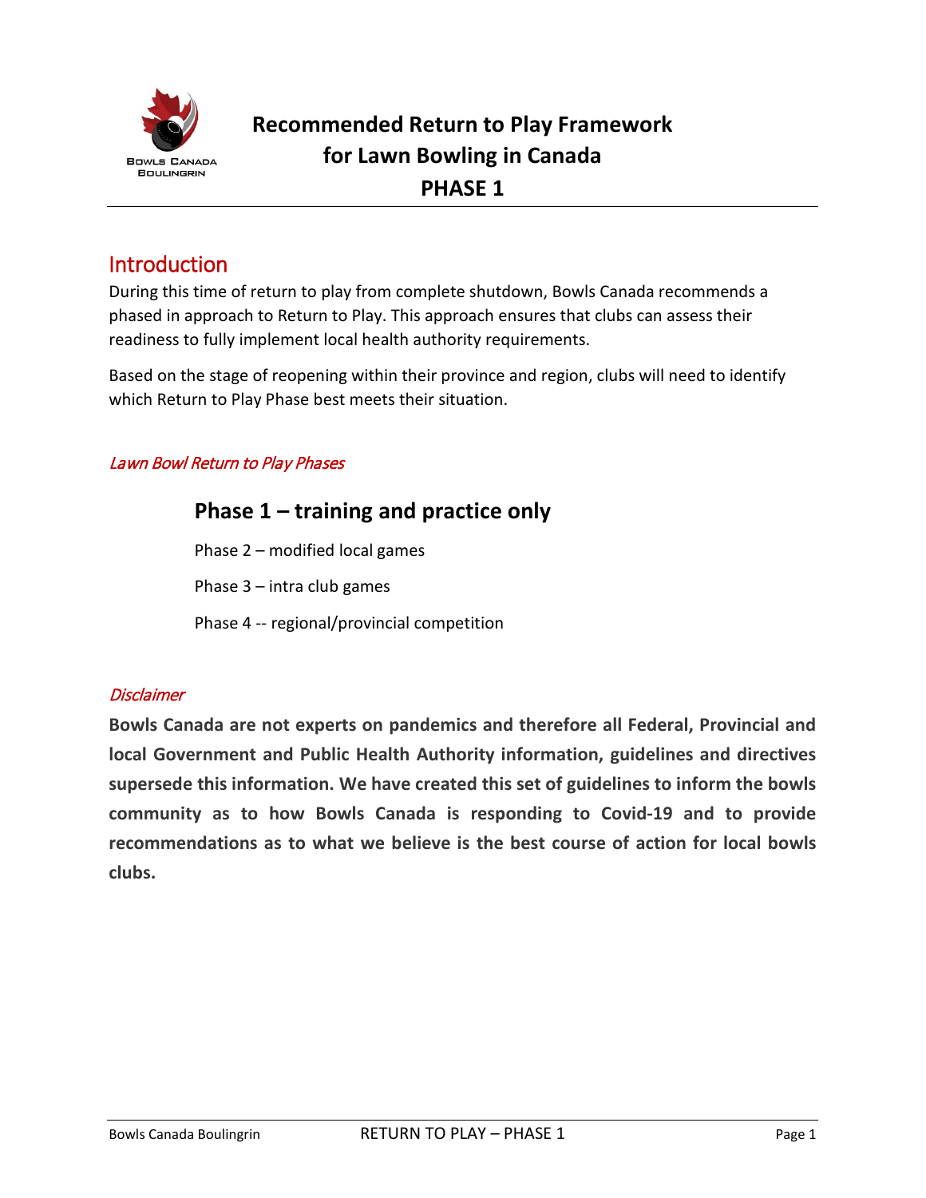# Recommended Return to Play Framework for Lawn Bowling in Canada

# PHASE 1

## Introduction

During this time of return to play from complete shutdown, Bowls Canada recommends a phased in approach to Return to Play. This approach ensures that clubs can assess their readiness to fully implement local health authority requirements.

Based on the stage of reopening within their province and region, clubs will need to identify which Return to Play Phase best meets their situation.

### *Lawn Bowl Return to Play Phases*

**Phase 1 – training and practice only**

Phase 2 – modified local games

Phase 3 – intra club games

Phase 4 -- regional/provincial competition

### *Disclaimer*

**Bowls Canada are not experts on pandemics and therefore all Federal, Provincial and local Government and Public Health Authority information, guidelines and directives supersede this information. We have created this set of guidelines to inform the bowls community as to how Bowls Canada is responding to Covid-19 and to provide recommendations as to what we believe is the best course of action for local bowls clubs.**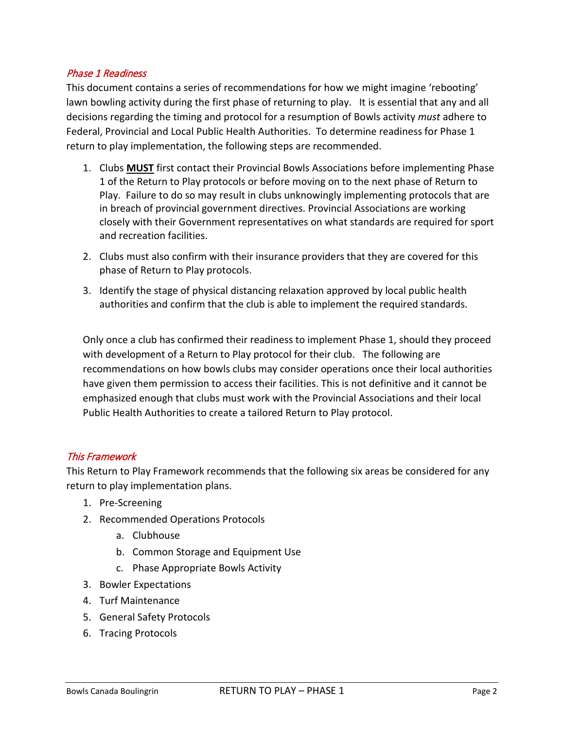## *Phase 1 Readiness*

This document contains a series of recommendations for how we might imagine 'rebooting' lawn bowling activity during the first phase of returning to play. It is essential that any and all decisions regarding the timing and protocol for a resumption of Bowls activity *must* adhere to Federal, Provincial and Local Public Health Authorities. To determine readiness for Phase 1 return to play implementation, the following steps are recommended.

1. Clubs **MUST** first contact their Provincial Bowls Associations before implementing Phase 1 of the Return to Play protocols or before moving on to the next phase of Return to Play. Failure to do so may result in clubs unknowingly implementing protocols that are in breach of provincial government directives. Provincial Associations are working closely with their Government representatives on what standards are required for sport and recreation facilities.
2. Clubs must also confirm with their insurance providers that they are covered for this phase of Return to Play protocols.
3. Identify the stage of physical distancing relaxation approved by local public health authorities and confirm that the club is able to implement the required standards.

Only once a club has confirmed their readiness to implement Phase 1, should they proceed with development of a Return to Play protocol for their club. The following are recommendations on how bowls clubs may consider operations once their local authorities have given them permission to access their facilities. This is not definitive and it cannot be emphasized enough that clubs must work with the Provincial Associations and their local Public Health Authorities to create a tailored Return to Play protocol.

## *This Framework*

This Return to Play Framework recommends that the following six areas be considered for any return to play implementation plans.

1. Pre-Screening
2. Recommended Operations Protocols
   a. Clubhouse
   b. Common Storage and Equipment Use
   c. Phase Appropriate Bowls Activity
3. Bowler Expectations
4. Turf Maintenance
5. General Safety Protocols
6. Tracing Protocols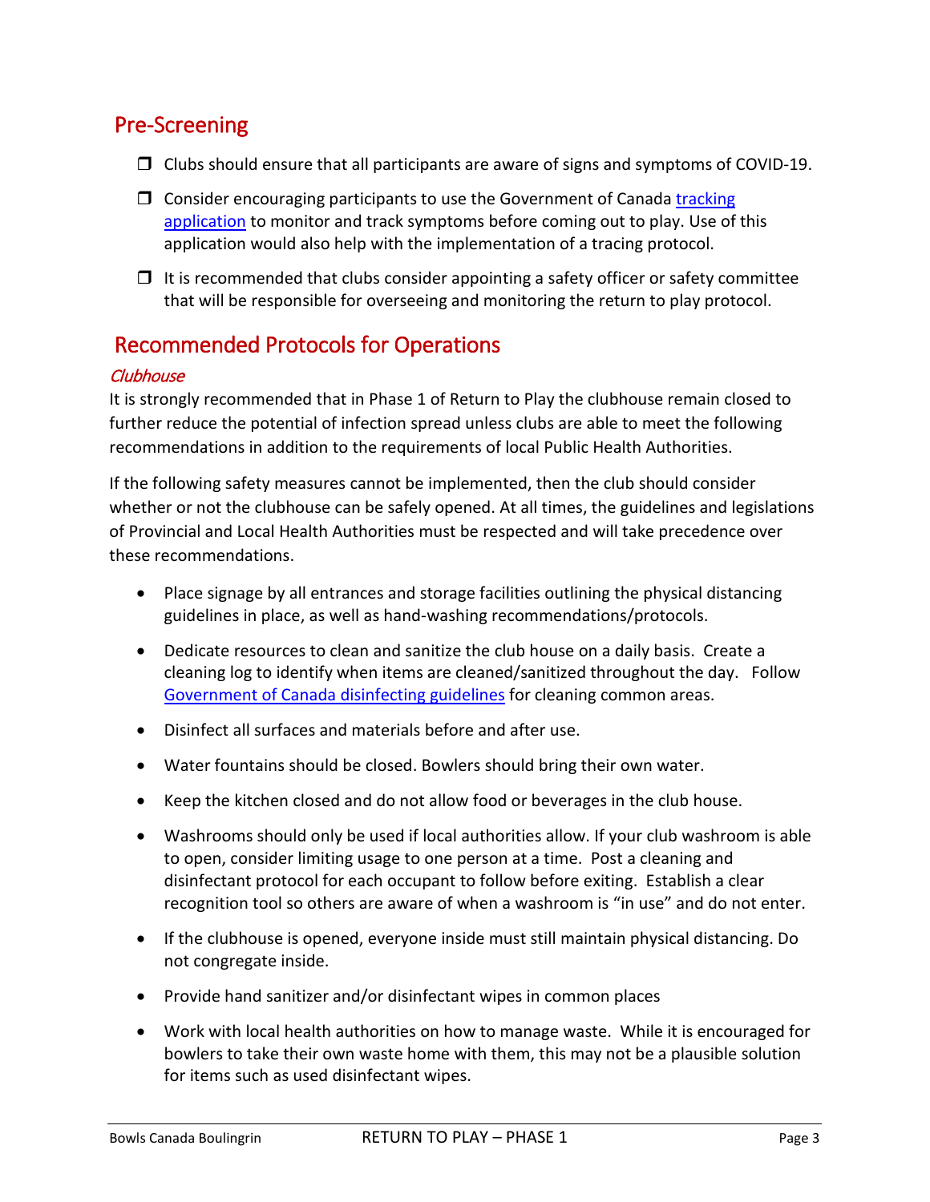## Pre-Screening

- ☐ Clubs should ensure that all participants are aware of signs and symptoms of COVID-19.
- ☐ Consider encouraging participants to use the Government of Canada tracking application to monitor and track symptoms before coming out to play. Use of this application would also help with the implementation of a tracing protocol.
- ☐ It is recommended that clubs consider appointing a safety officer or safety committee that will be responsible for overseeing and monitoring the return to play protocol.

## Recommended Protocols for Operations

### *Clubhouse*

It is strongly recommended that in Phase 1 of Return to Play the clubhouse remain closed to further reduce the potential of infection spread unless clubs are able to meet the following recommendations in addition to the requirements of local Public Health Authorities.

If the following safety measures cannot be implemented, then the club should consider whether or not the clubhouse can be safely opened. At all times, the guidelines and legislations of Provincial and Local Health Authorities must be respected and will take precedence over these recommendations.

- Place signage by all entrances and storage facilities outlining the physical distancing guidelines in place, as well as hand-washing recommendations/protocols.
- Dedicate resources to clean and sanitize the club house on a daily basis. Create a cleaning log to identify when items are cleaned/sanitized throughout the day. Follow Government of Canada disinfecting guidelines for cleaning common areas.
- Disinfect all surfaces and materials before and after use.
- Water fountains should be closed. Bowlers should bring their own water.
- Keep the kitchen closed and do not allow food or beverages in the club house.
- Washrooms should only be used if local authorities allow. If your club washroom is able to open, consider limiting usage to one person at a time. Post a cleaning and disinfectant protocol for each occupant to follow before exiting. Establish a clear recognition tool so others are aware of when a washroom is "in use" and do not enter.
- If the clubhouse is opened, everyone inside must still maintain physical distancing. Do not congregate inside.
- Provide hand sanitizer and/or disinfectant wipes in common places
- Work with local health authorities on how to manage waste. While it is encouraged for bowlers to take their own waste home with them, this may not be a plausible solution for items such as used disinfectant wipes.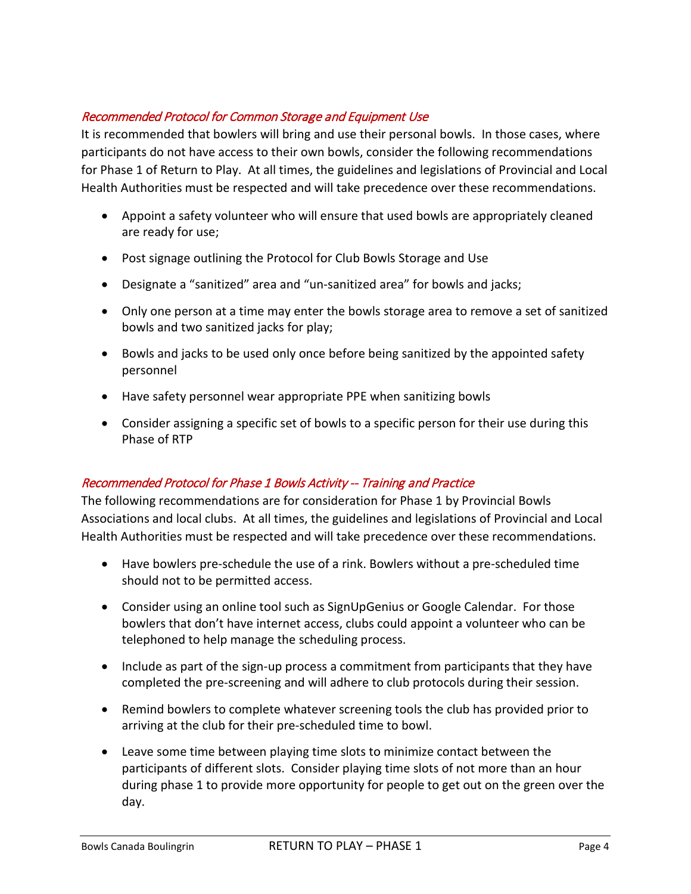### *Recommended Protocol for Common Storage and Equipment Use*

It is recommended that bowlers will bring and use their personal bowls. In those cases, where participants do not have access to their own bowls, consider the following recommendations for Phase 1 of Return to Play. At all times, the guidelines and legislations of Provincial and Local Health Authorities must be respected and will take precedence over these recommendations.

- Appoint a safety volunteer who will ensure that used bowls are appropriately cleaned are ready for use;
- Post signage outlining the Protocol for Club Bowls Storage and Use
- Designate a “sanitized” area and “un-sanitized area” for bowls and jacks;
- Only one person at a time may enter the bowls storage area to remove a set of sanitized bowls and two sanitized jacks for play;
- Bowls and jacks to be used only once before being sanitized by the appointed safety personnel
- Have safety personnel wear appropriate PPE when sanitizing bowls
- Consider assigning a specific set of bowls to a specific person for their use during this Phase of RTP

### *Recommended Protocol for Phase 1 Bowls Activity -- Training and Practice*

The following recommendations are for consideration for Phase 1 by Provincial Bowls Associations and local clubs. At all times, the guidelines and legislations of Provincial and Local Health Authorities must be respected and will take precedence over these recommendations.

- Have bowlers pre-schedule the use of a rink. Bowlers without a pre-scheduled time should not to be permitted access.
- Consider using an online tool such as SignUpGenius or Google Calendar. For those bowlers that don’t have internet access, clubs could appoint a volunteer who can be telephoned to help manage the scheduling process.
- Include as part of the sign-up process a commitment from participants that they have completed the pre-screening and will adhere to club protocols during their session.
- Remind bowlers to complete whatever screening tools the club has provided prior to arriving at the club for their pre-scheduled time to bowl.
- Leave some time between playing time slots to minimize contact between the participants of different slots. Consider playing time slots of not more than an hour during phase 1 to provide more opportunity for people to get out on the green over the day.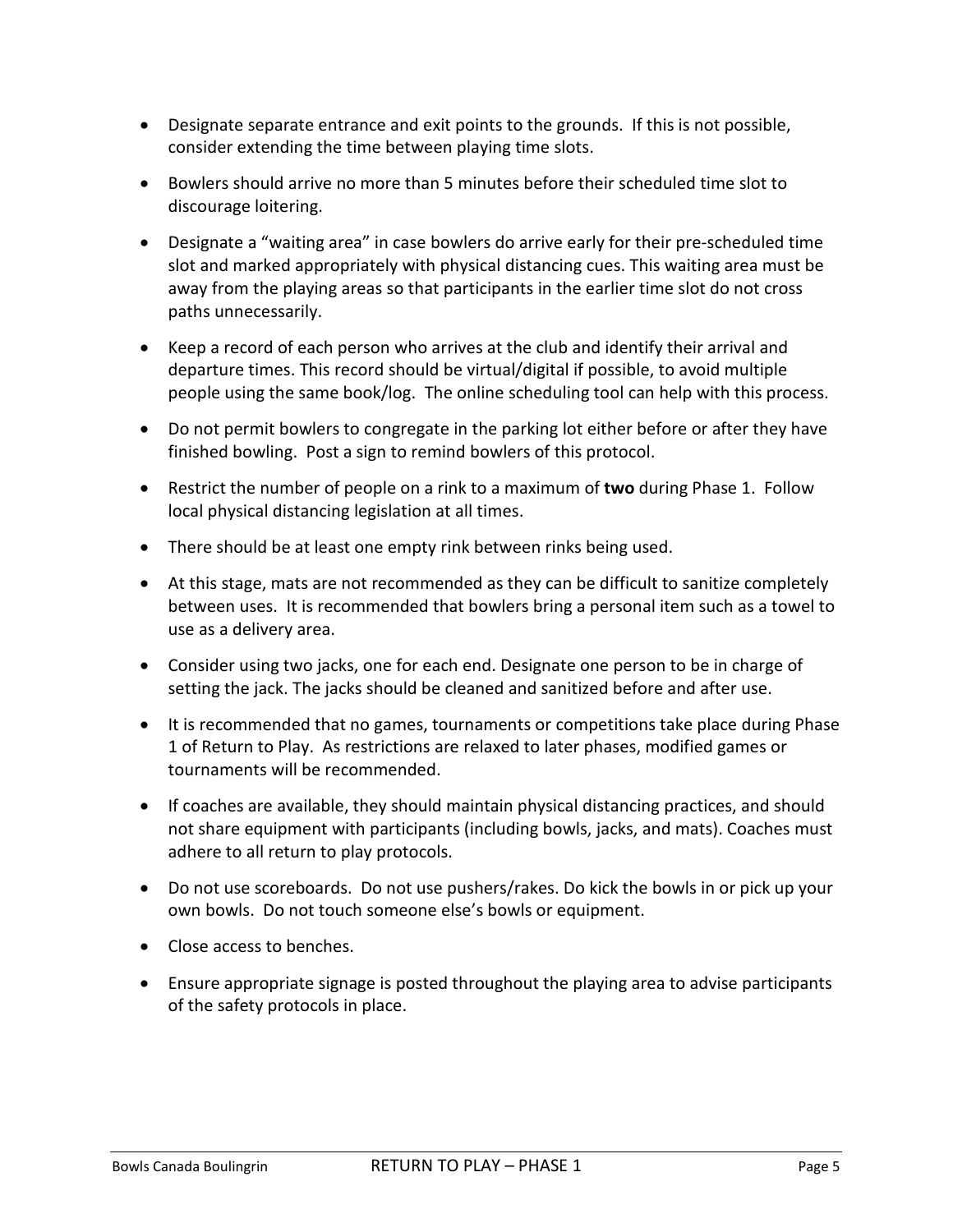- Designate separate entrance and exit points to the grounds. If this is not possible, consider extending the time between playing time slots.
- Bowlers should arrive no more than 5 minutes before their scheduled time slot to discourage loitering.
- Designate a "waiting area" in case bowlers do arrive early for their pre-scheduled time slot and marked appropriately with physical distancing cues. This waiting area must be away from the playing areas so that participants in the earlier time slot do not cross paths unnecessarily.
- Keep a record of each person who arrives at the club and identify their arrival and departure times. This record should be virtual/digital if possible, to avoid multiple people using the same book/log. The online scheduling tool can help with this process.
- Do not permit bowlers to congregate in the parking lot either before or after they have finished bowling. Post a sign to remind bowlers of this protocol.
- Restrict the number of people on a rink to a maximum of **two** during Phase 1. Follow local physical distancing legislation at all times.
- There should be at least one empty rink between rinks being used.
- At this stage, mats are not recommended as they can be difficult to sanitize completely between uses. It is recommended that bowlers bring a personal item such as a towel to use as a delivery area.
- Consider using two jacks, one for each end. Designate one person to be in charge of setting the jack. The jacks should be cleaned and sanitized before and after use.
- It is recommended that no games, tournaments or competitions take place during Phase 1 of Return to Play. As restrictions are relaxed to later phases, modified games or tournaments will be recommended.
- If coaches are available, they should maintain physical distancing practices, and should not share equipment with participants (including bowls, jacks, and mats). Coaches must adhere to all return to play protocols.
- Do not use scoreboards. Do not use pushers/rakes. Do kick the bowls in or pick up your own bowls. Do not touch someone else's bowls or equipment.
- Close access to benches.
- Ensure appropriate signage is posted throughout the playing area to advise participants of the safety protocols in place.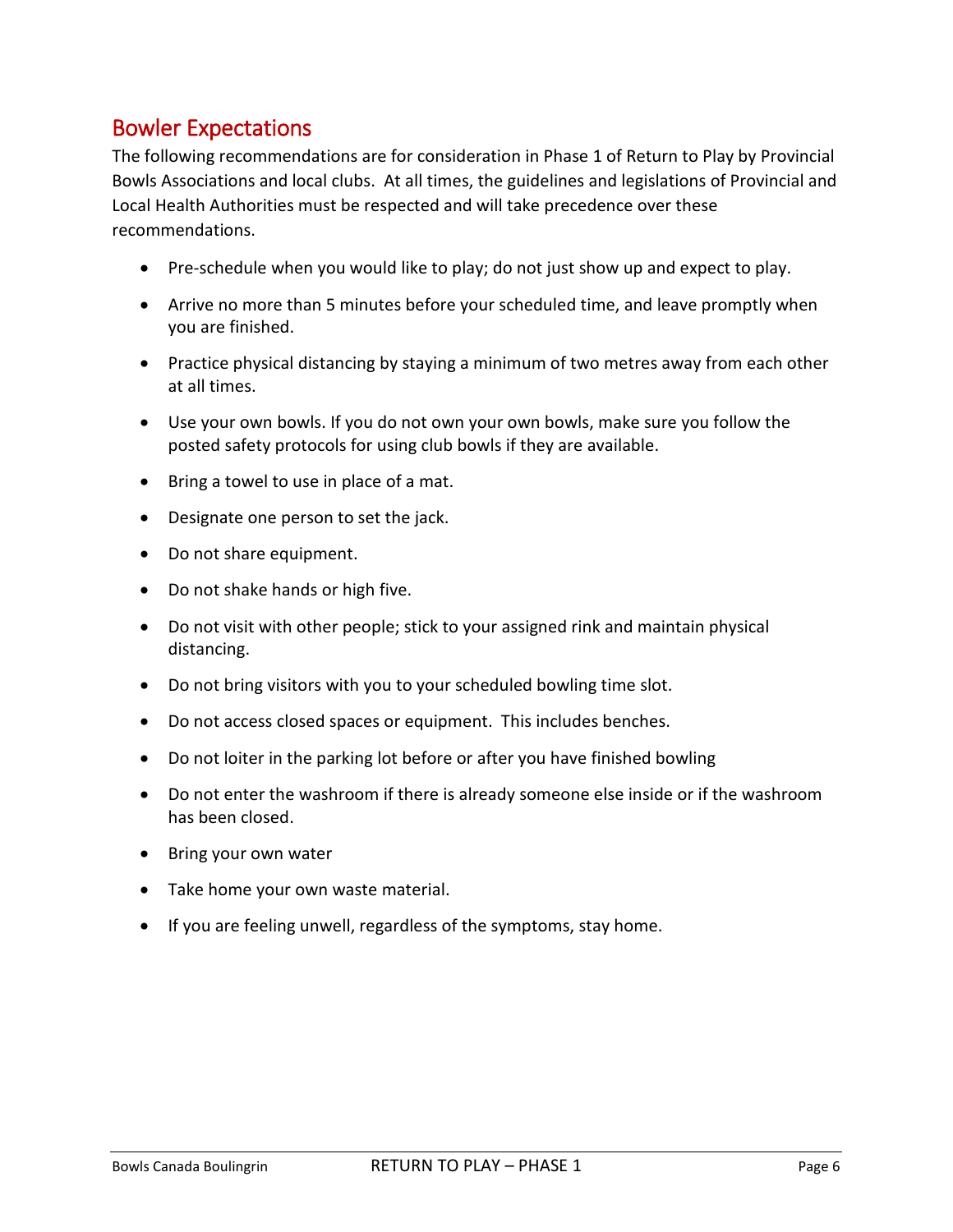## Bowler Expectations

The following recommendations are for consideration in Phase 1 of Return to Play by Provincial Bowls Associations and local clubs. At all times, the guidelines and legislations of Provincial and Local Health Authorities must be respected and will take precedence over these recommendations.

- Pre-schedule when you would like to play; do not just show up and expect to play.
- Arrive no more than 5 minutes before your scheduled time, and leave promptly when you are finished.
- Practice physical distancing by staying a minimum of two metres away from each other at all times.
- Use your own bowls. If you do not own your own bowls, make sure you follow the posted safety protocols for using club bowls if they are available.
- Bring a towel to use in place of a mat.
- Designate one person to set the jack.
- Do not share equipment.
- Do not shake hands or high five.
- Do not visit with other people; stick to your assigned rink and maintain physical distancing.
- Do not bring visitors with you to your scheduled bowling time slot.
- Do not access closed spaces or equipment. This includes benches.
- Do not loiter in the parking lot before or after you have finished bowling
- Do not enter the washroom if there is already someone else inside or if the washroom has been closed.
- Bring your own water
- Take home your own waste material.
- If you are feeling unwell, regardless of the symptoms, stay home.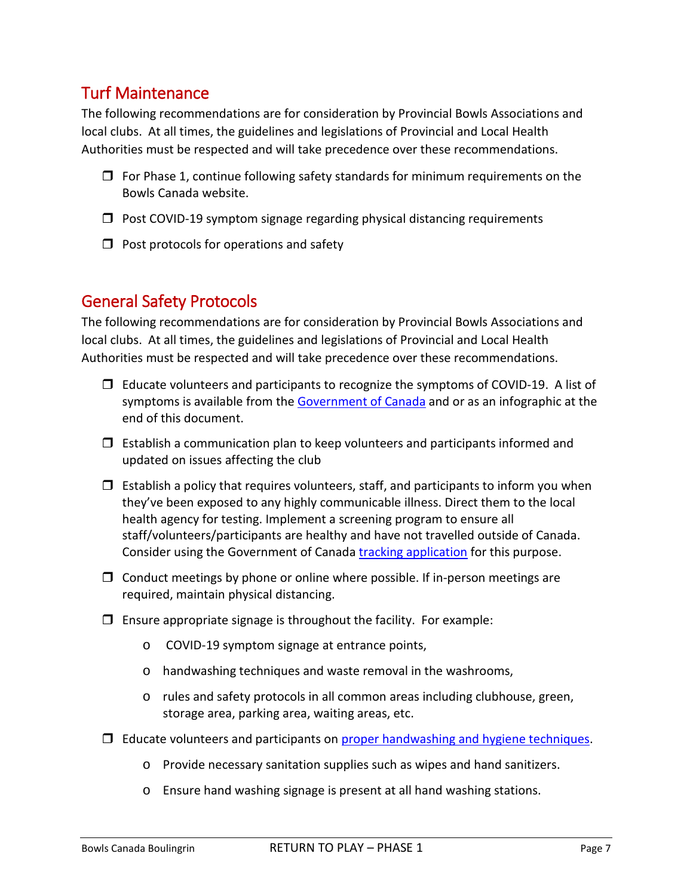## Turf Maintenance

The following recommendations are for consideration by Provincial Bowls Associations and local clubs. At all times, the guidelines and legislations of Provincial and Local Health Authorities must be respected and will take precedence over these recommendations.

- ❒ For Phase 1, continue following safety standards for minimum requirements on the Bowls Canada website.
- ❒ Post COVID-19 symptom signage regarding physical distancing requirements
- ❒ Post protocols for operations and safety

## General Safety Protocols

The following recommendations are for consideration by Provincial Bowls Associations and local clubs. At all times, the guidelines and legislations of Provincial and Local Health Authorities must be respected and will take precedence over these recommendations.

- ❒ Educate volunteers and participants to recognize the symptoms of COVID-19. A list of symptoms is available from the Government of Canada and or as an infographic at the end of this document.
- ❒ Establish a communication plan to keep volunteers and participants informed and updated on issues affecting the club
- ❒ Establish a policy that requires volunteers, staff, and participants to inform you when they've been exposed to any highly communicable illness. Direct them to the local health agency for testing. Implement a screening program to ensure all staff/volunteers/participants are healthy and have not travelled outside of Canada. Consider using the Government of Canada tracking application for this purpose.
- ❒ Conduct meetings by phone or online where possible. If in-person meetings are required, maintain physical distancing.
- ❒ Ensure appropriate signage is throughout the facility. For example:
  - COVID-19 symptom signage at entrance points,
  - handwashing techniques and waste removal in the washrooms,
  - rules and safety protocols in all common areas including clubhouse, green, storage area, parking area, waiting areas, etc.
- ❒ Educate volunteers and participants on proper handwashing and hygiene techniques.
  - Provide necessary sanitation supplies such as wipes and hand sanitizers.
  - Ensure hand washing signage is present at all hand washing stations.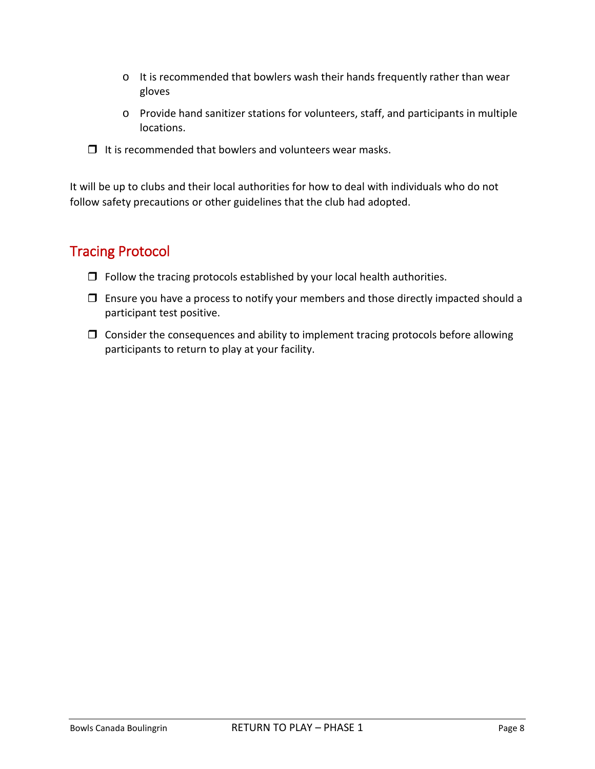- It is recommended that bowlers wash their hands frequently rather than wear gloves
    - Provide hand sanitizer stations for volunteers, staff, and participants in multiple locations.
- ☐ It is recommended that bowlers and volunteers wear masks.

It will be up to clubs and their local authorities for how to deal with individuals who do not follow safety precautions or other guidelines that the club had adopted.

## Tracing Protocol

- ☐ Follow the tracing protocols established by your local health authorities.
- ☐ Ensure you have a process to notify your members and those directly impacted should a participant test positive.
- ☐ Consider the consequences and ability to implement tracing protocols before allowing participants to return to play at your facility.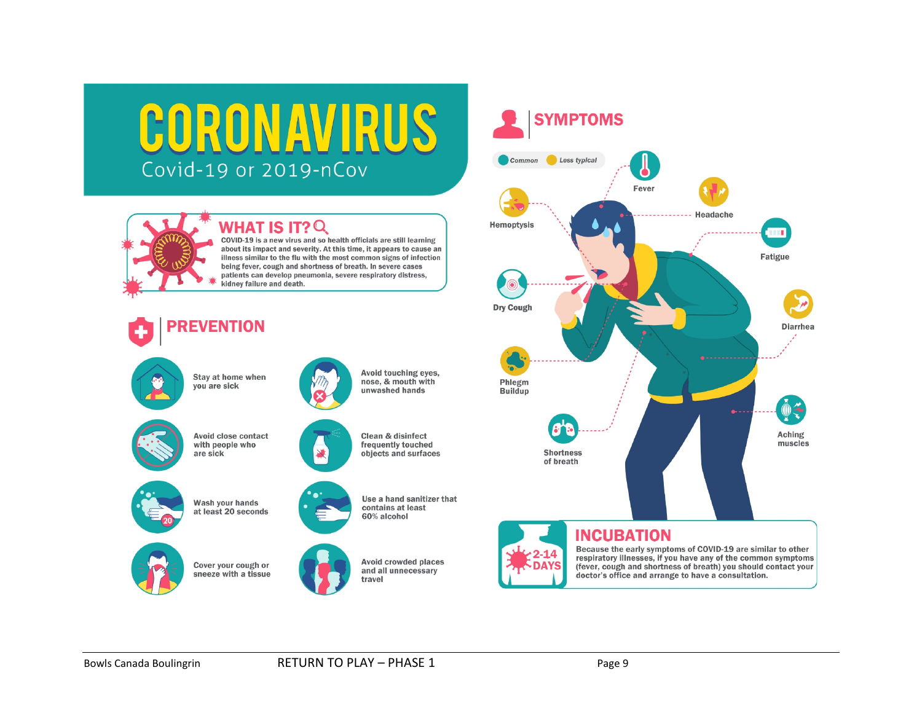# CORONAVIRUS

Covid-19 or 2019-nCov

## WHAT IS IT?

COVID-19 is a new virus and so health officials are still learning about its impact and severity. At this time, it appears to cause an illness similar to the flu with the most common signs of infection being fever, cough and shortness of breath. In severe cases patients can develop pneumonia, severe respiratory distress, kidney failure and death.

## PREVENTION

- Stay at home when you are sick
- Avoid touching eyes, nose, & mouth with unwashed hands
- Avoid close contact with people who are sick
- Clean & disinfect frequently touched objects and surfaces
- Wash your hands at least 20 seconds
- Use a hand sanitizer that contains at least 60% alcohol
- Cover your cough or sneeze with a tissue
- Avoid crowded places and all unnecessary travel

## SYMPTOMS

Common / Less typical

- Fever
- Headache
- Hemoptysis
- Fatigue
- Dry Cough
- Diarrhea
- Phlegm Buildup
- Shortness of breath
- Aching muscles

## INCUBATION

2-14 DAYS

Because the early symptoms of COVID-19 are similar to other respiratory illnesses, if you have any of the common symptoms (fever, cough and shortness of breath) you should contact your doctor's office and arrange to have a consultation.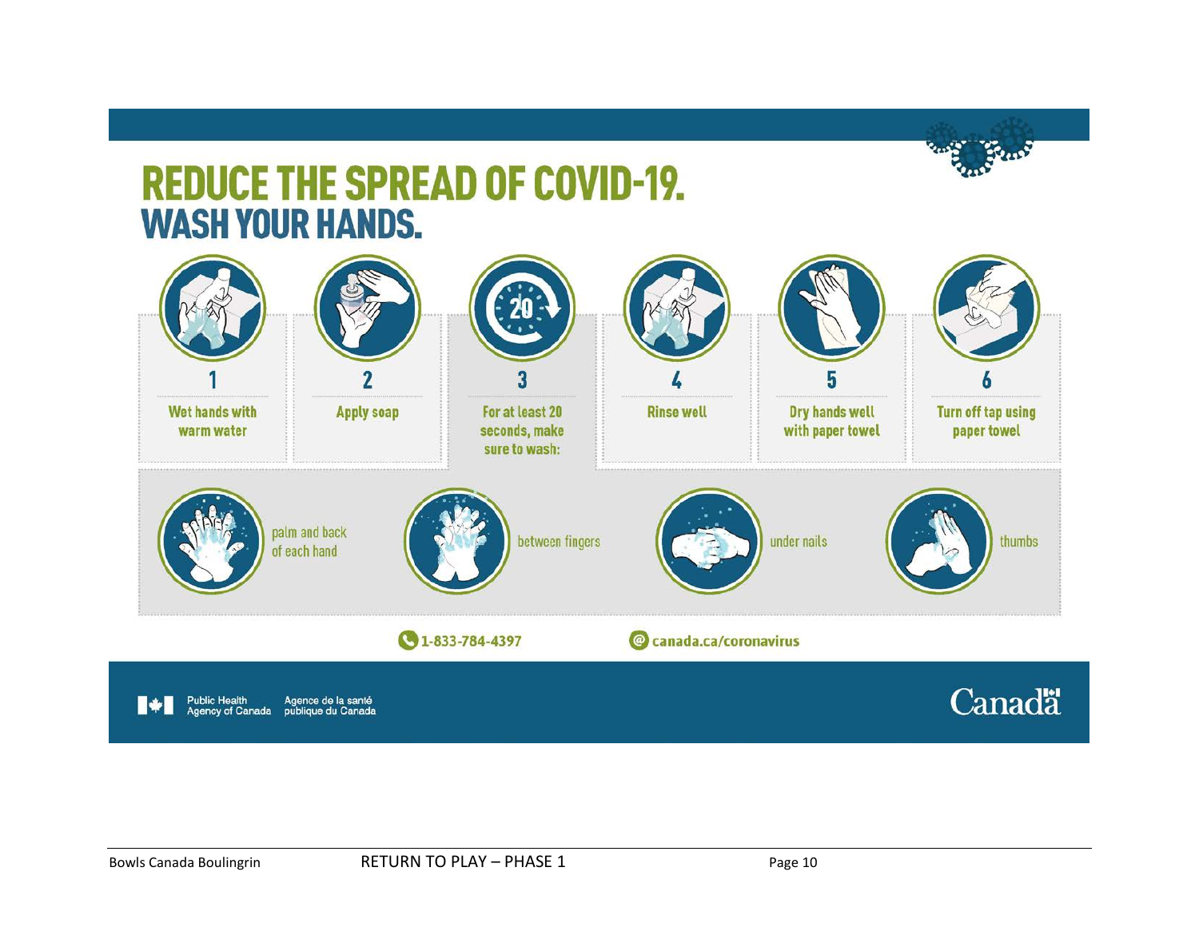# REDUCE THE SPREAD OF COVID-19.
## WASH YOUR HANDS.

1. Wet hands with warm water
2. Apply soap
3. For at least 20 seconds, make sure to wash:
   - palm and back of each hand
   - between fingers
   - under nails
   - thumbs
4. Rinse well
5. Dry hands well with paper towel
6. Turn off tap using paper towel

1-833-784-4397

canada.ca/coronavirus

Public Health Agency of Canada | Agence de la santé publique du Canada

Canada